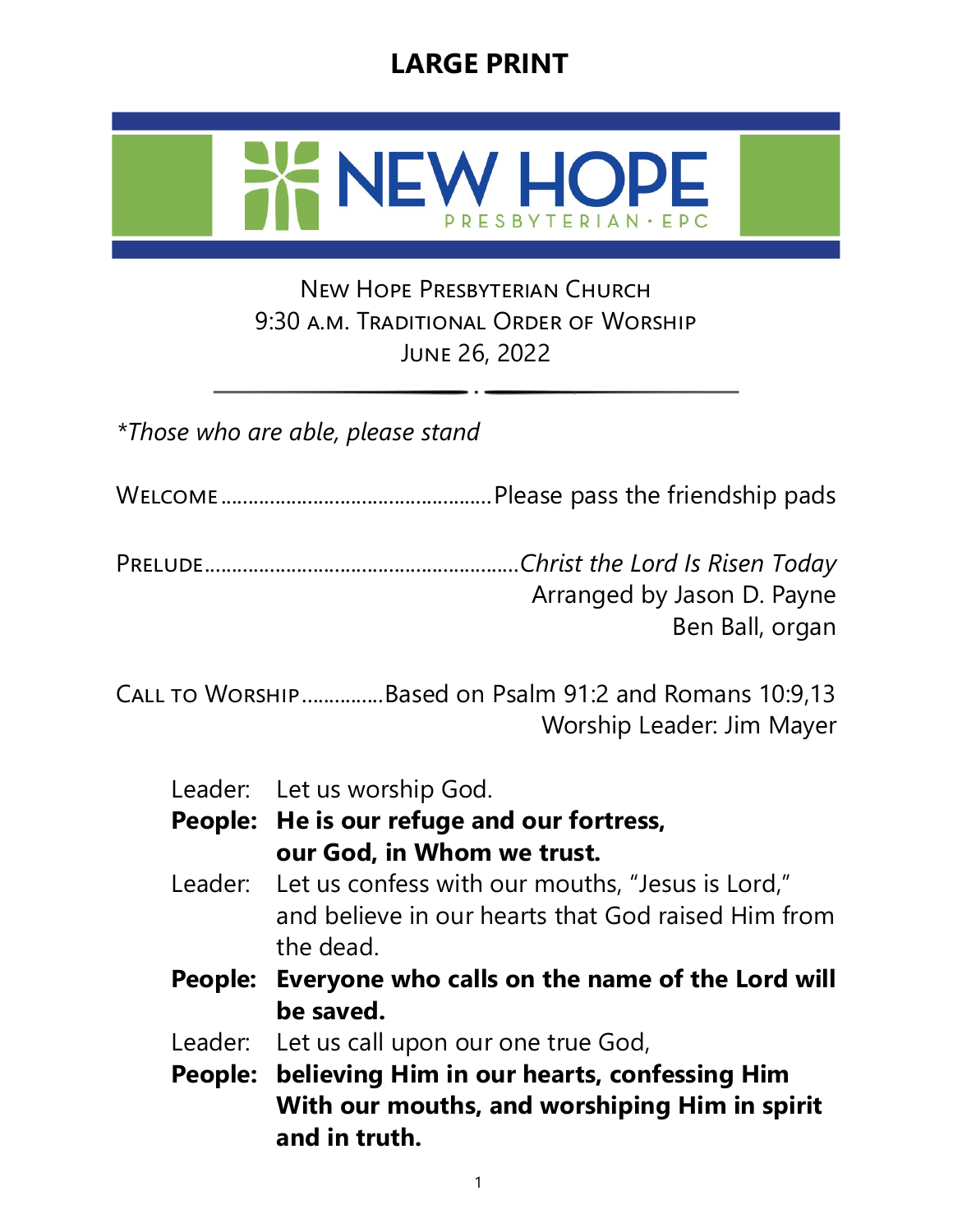# LARGE PRINT

NEW HOPE
PRESBYTERIAN · EPC

New Hope Presbyterian Church
9:30 a.m. Traditional Order of Worship
June 26, 2022

---

*\*Those who are able, please stand*

Welcome................................................Please pass the friendship pads

Prelude........................................................*Christ the Lord Is Risen Today*
Arranged by Jason D. Payne
Ben Ball, organ

Call to Worship...............Based on Psalm 91:2 and Romans 10:9,13
Worship Leader: Jim Mayer

Leader: Let us worship God.
**People: He is our refuge and our fortress, our God, in Whom we trust.**
Leader: Let us confess with our mouths, "Jesus is Lord," and believe in our hearts that God raised Him from the dead.
**People: Everyone who calls on the name of the Lord will be saved.**
Leader: Let us call upon our one true God,
**People: believing Him in our hearts, confessing Him With our mouths, and worshiping Him in spirit and in truth.**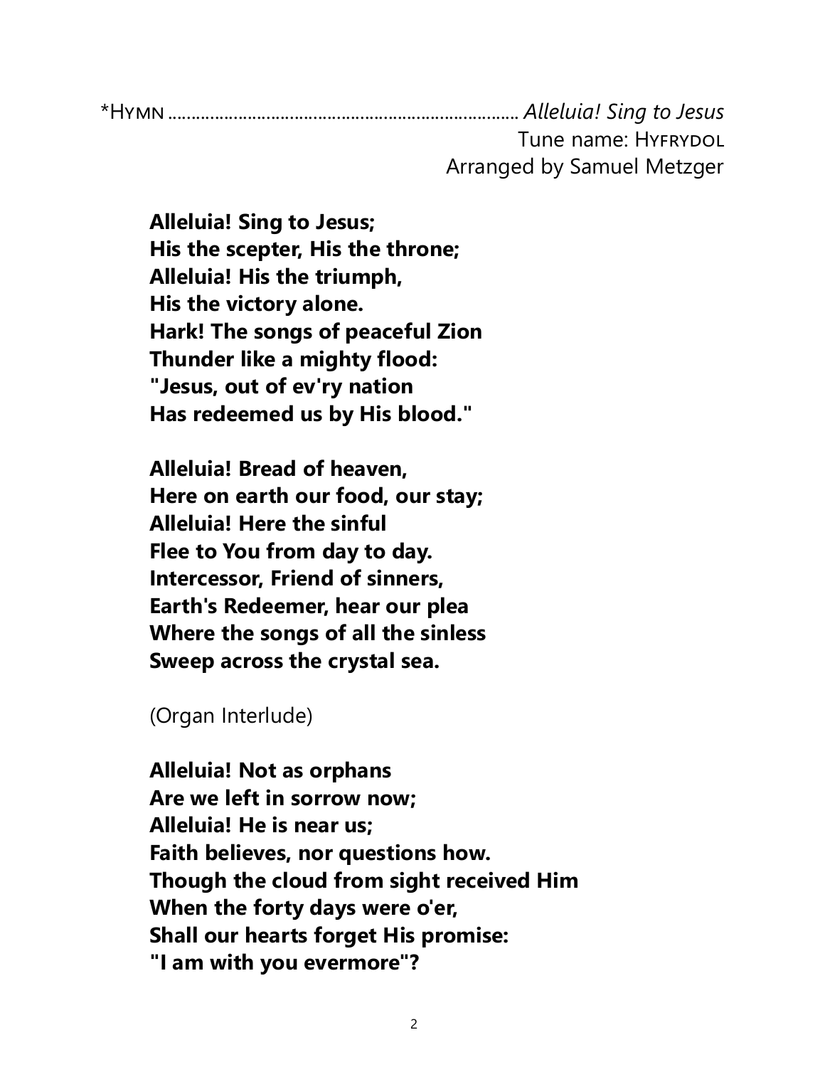*Hymn ........................................................................ *Alleluia! Sing to Jesus*

Tune name: Hyfrydol

Arranged by Samuel Metzger

**Alleluia! Sing to Jesus;**
**His the scepter, His the throne;**
**Alleluia! His the triumph,**
**His the victory alone.**
**Hark! The songs of peaceful Zion**
**Thunder like a mighty flood:**
**"Jesus, out of ev'ry nation**
**Has redeemed us by His blood."**

**Alleluia! Bread of heaven,**
**Here on earth our food, our stay;**
**Alleluia! Here the sinful**
**Flee to You from day to day.**
**Intercessor, Friend of sinners,**
**Earth's Redeemer, hear our plea**
**Where the songs of all the sinless**
**Sweep across the crystal sea.**

(Organ Interlude)

**Alleluia! Not as orphans**
**Are we left in sorrow now;**
**Alleluia! He is near us;**
**Faith believes, nor questions how.**
**Though the cloud from sight received Him**
**When the forty days were o'er,**
**Shall our hearts forget His promise:**
**"I am with you evermore"?**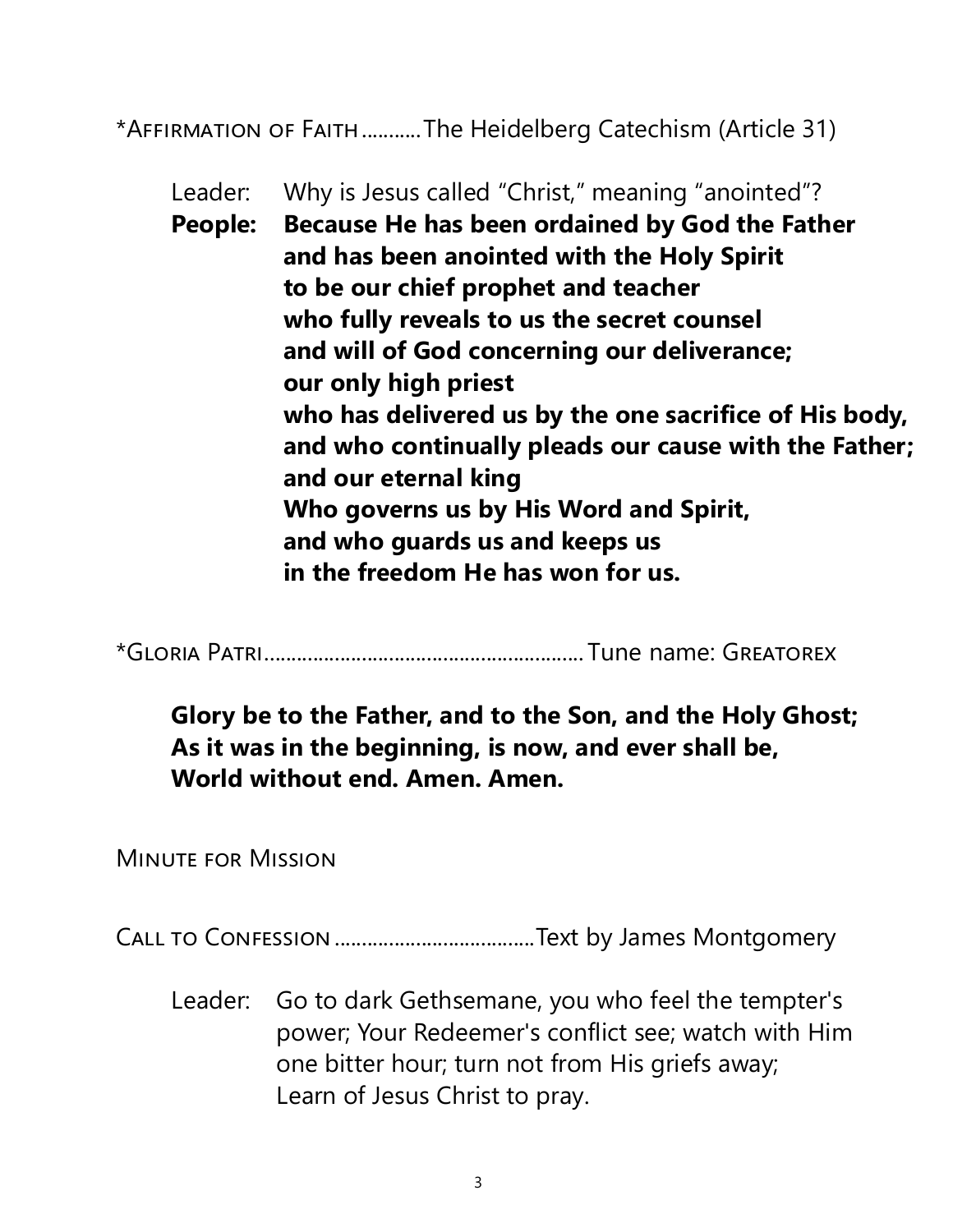*Affirmation of Faith...........The Heidelberg Catechism (Article 31)

Leader: Why is Jesus called "Christ," meaning "anointed"?

**People: Because He has been ordained by God the Father**
**and has been anointed with the Holy Spirit**
**to be our chief prophet and teacher**
**who fully reveals to us the secret counsel**
**and will of God concerning our deliverance;**
**our only high priest**
**who has delivered us by the one sacrifice of His body,**
**and who continually pleads our cause with the Father;**
**and our eternal king**
**Who governs us by His Word and Spirit,**
**and who guards us and keeps us**
**in the freedom He has won for us.**

*Gloria Patri.......................................................... Tune name: Greatorex

**Glory be to the Father, and to the Son, and the Holy Ghost;**
**As it was in the beginning, is now, and ever shall be,**
**World without end. Amen. Amen.**

Minute for Mission

Call to Confession .....................................Text by James Montgomery

Leader: Go to dark Gethsemane, you who feel the tempter's power; Your Redeemer's conflict see; watch with Him one bitter hour; turn not from His griefs away; Learn of Jesus Christ to pray.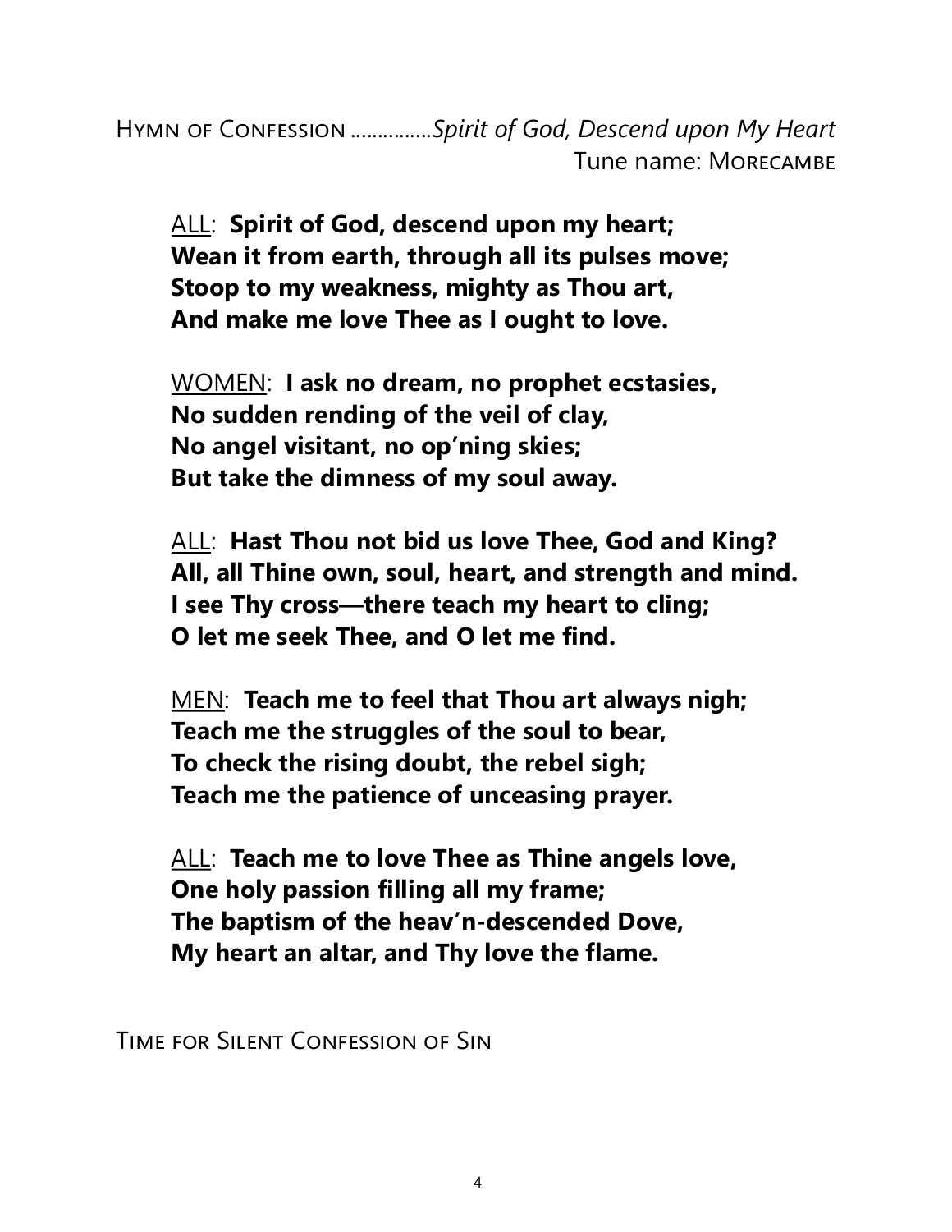Hymn of Confession ...............*Spirit of God, Descend upon My Heart*
Tune name: Morecambe

ALL: **Spirit of God, descend upon my heart;**
**Wean it from earth, through all its pulses move;**
**Stoop to my weakness, mighty as Thou art,**
**And make me love Thee as I ought to love.**

WOMEN: **I ask no dream, no prophet ecstasies,**
**No sudden rending of the veil of clay,**
**No angel visitant, no op'ning skies;**
**But take the dimness of my soul away.**

ALL: **Hast Thou not bid us love Thee, God and King?**
**All, all Thine own, soul, heart, and strength and mind.**
**I see Thy cross—there teach my heart to cling;**
**O let me seek Thee, and O let me find.**

MEN: **Teach me to feel that Thou art always nigh;**
**Teach me the struggles of the soul to bear,**
**To check the rising doubt, the rebel sigh;**
**Teach me the patience of unceasing prayer.**

ALL: **Teach me to love Thee as Thine angels love,**
**One holy passion filling all my frame;**
**The baptism of the heav'n-descended Dove,**
**My heart an altar, and Thy love the flame.**

Time for Silent Confession of Sin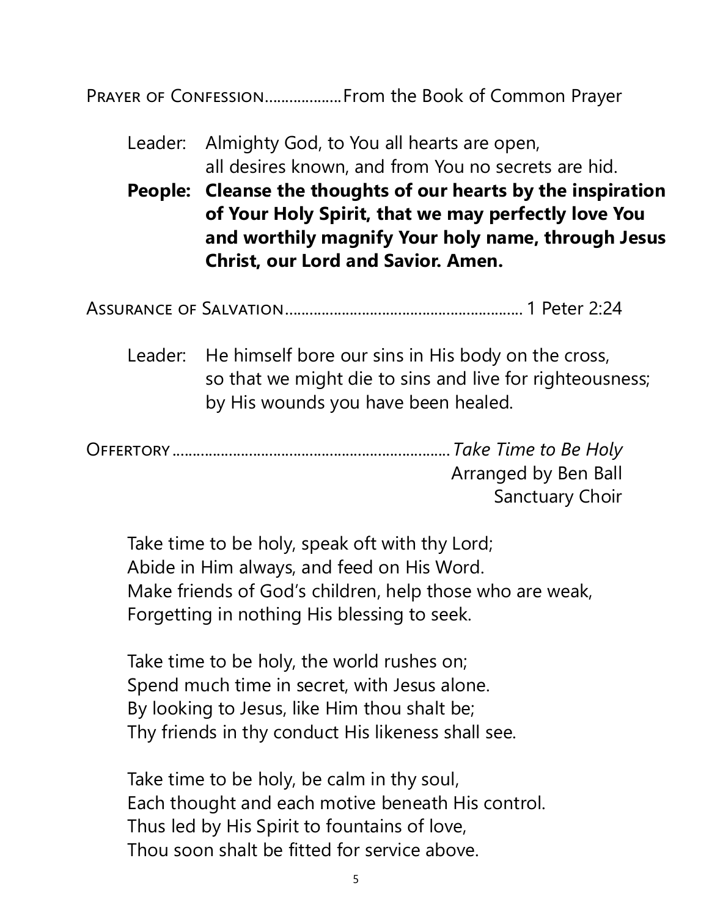Prayer of Confession..................From the Book of Common Prayer

Leader: Almighty God, to You all hearts are open,
all desires known, and from You no secrets are hid.

**People: Cleanse the thoughts of our hearts by the inspiration of Your Holy Spirit, that we may perfectly love You and worthily magnify Your holy name, through Jesus Christ, our Lord and Savior. Amen.**

Assurance of Salvation.......................................................... 1 Peter 2:24

Leader: He himself bore our sins in His body on the cross,
so that we might die to sins and live for righteousness;
by His wounds you have been healed.

Offertory....................................................................*Take Time to Be Holy*
Arranged by Ben Ball
Sanctuary Choir

Take time to be holy, speak oft with thy Lord;
Abide in Him always, and feed on His Word.
Make friends of God's children, help those who are weak,
Forgetting in nothing His blessing to seek.

Take time to be holy, the world rushes on;
Spend much time in secret, with Jesus alone.
By looking to Jesus, like Him thou shalt be;
Thy friends in thy conduct His likeness shall see.

Take time to be holy, be calm in thy soul,
Each thought and each motive beneath His control.
Thus led by His Spirit to fountains of love,
Thou soon shalt be fitted for service above.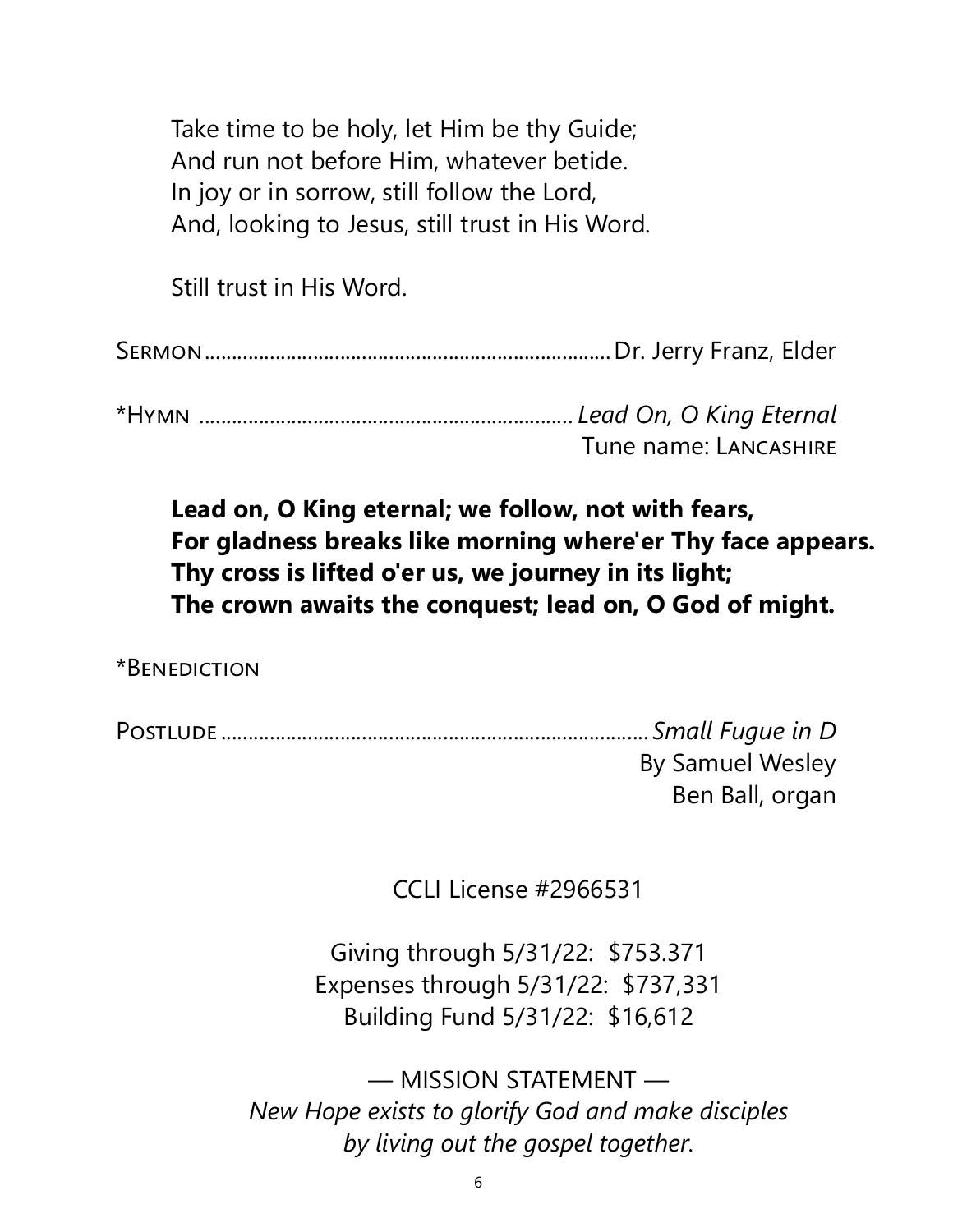Take time to be holy, let Him be thy Guide;
And run not before Him, whatever betide.
In joy or in sorrow, still follow the Lord,
And, looking to Jesus, still trust in His Word.

Still trust in His Word.

Sermon........................................................................ Dr. Jerry Franz, Elder

*Hymn ..................................................................... *Lead On, O King Eternal*
Tune name: Lancashire

**Lead on, O King eternal; we follow, not with fears,**
**For gladness breaks like morning where'er Thy face appears.**
**Thy cross is lifted o'er us, we journey in its light;**
**The crown awaits the conquest; lead on, O God of might.**

*Benediction

Postlude ............................................................................... *Small Fugue in D*
By Samuel Wesley
Ben Ball, organ

CCLI License #2966531

Giving through 5/31/22: $753.371
Expenses through 5/31/22: $737,331
Building Fund 5/31/22: $16,612

— MISSION STATEMENT —
*New Hope exists to glorify God and make disciples by living out the gospel together.*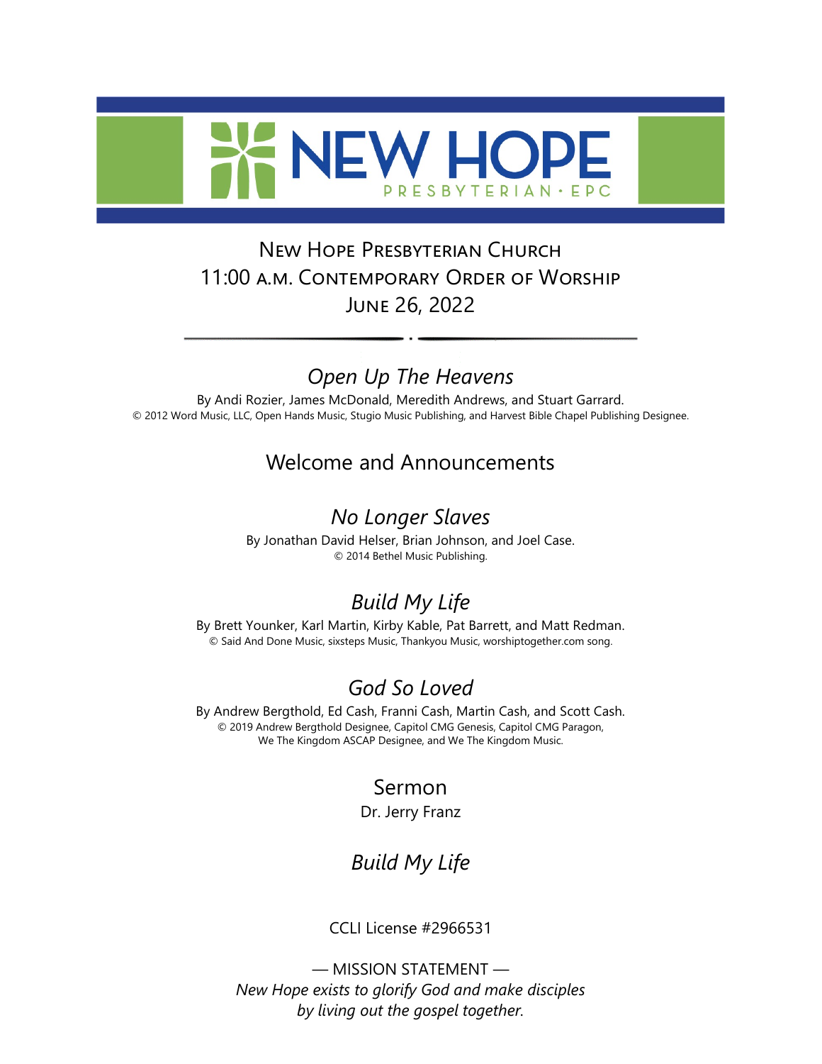# NEW HOPE
PRESBYTERIAN · EPC

## New Hope Presbyterian Church
## 11:00 a.m. Contemporary Order of Worship
## June 26, 2022

---

### *Open Up The Heavens*

By Andi Rozier, James McDonald, Meredith Andrews, and Stuart Garrard.
© 2012 Word Music, LLC, Open Hands Music, Stugio Music Publishing, and Harvest Bible Chapel Publishing Designee.

### Welcome and Announcements

### *No Longer Slaves*

By Jonathan David Helser, Brian Johnson, and Joel Case.
© 2014 Bethel Music Publishing.

### *Build My Life*

By Brett Younker, Karl Martin, Kirby Kable, Pat Barrett, and Matt Redman.
© Said And Done Music, sixsteps Music, Thankyou Music, worshiptogether.com song.

### *God So Loved*

By Andrew Bergthold, Ed Cash, Franni Cash, Martin Cash, and Scott Cash.
© 2019 Andrew Bergthold Designee, Capitol CMG Genesis, Capitol CMG Paragon, We The Kingdom ASCAP Designee, and We The Kingdom Music.

### Sermon

Dr. Jerry Franz

### *Build My Life*

CCLI License #2966531

— MISSION STATEMENT —
*New Hope exists to glorify God and make disciples by living out the gospel together.*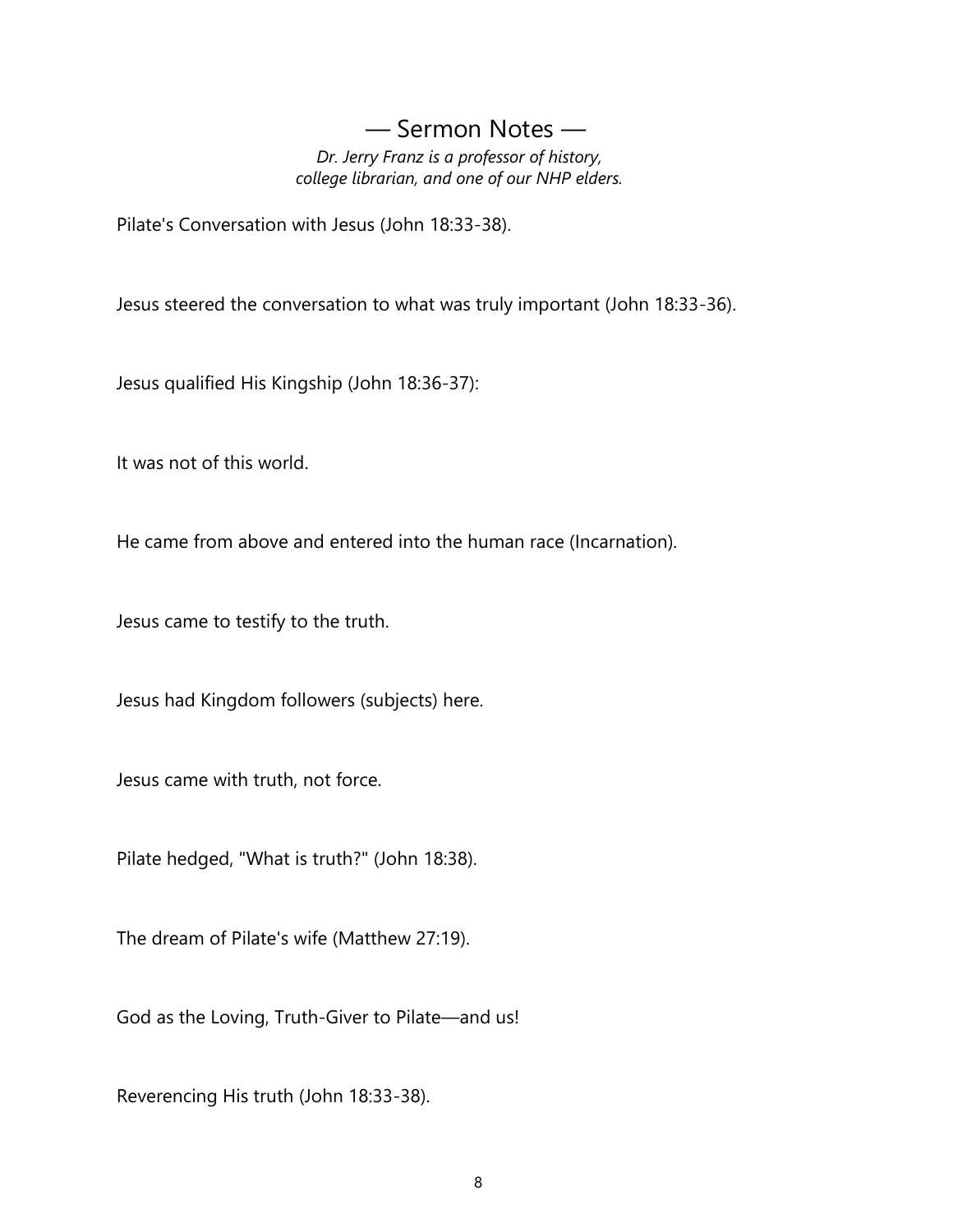## — Sermon Notes —

*Dr. Jerry Franz is a professor of history, college librarian, and one of our NHP elders.*

Pilate's Conversation with Jesus (John 18:33-38).

Jesus steered the conversation to what was truly important (John 18:33-36).

Jesus qualified His Kingship (John 18:36-37):

It was not of this world.

He came from above and entered into the human race (Incarnation).

Jesus came to testify to the truth.

Jesus had Kingdom followers (subjects) here.

Jesus came with truth, not force.

Pilate hedged, "What is truth?" (John 18:38).

The dream of Pilate's wife (Matthew 27:19).

God as the Loving, Truth-Giver to Pilate—and us!

Reverencing His truth (John 18:33-38).